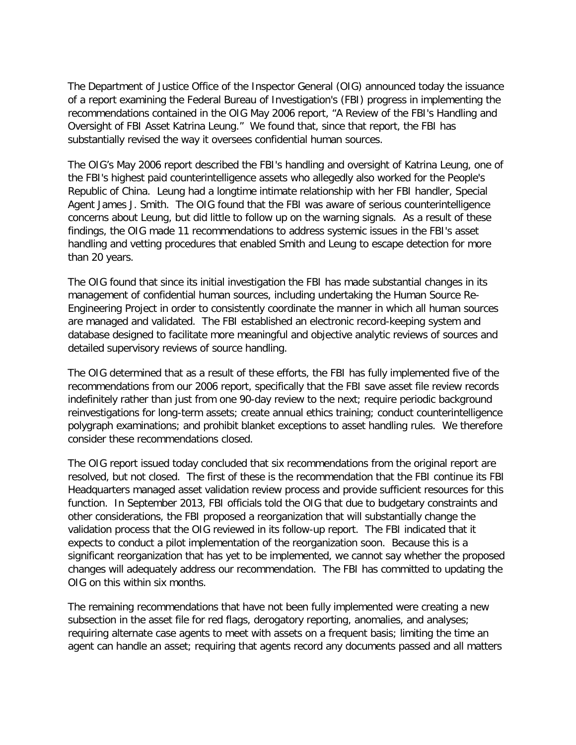The Department of Justice Office of the Inspector General (OIG) announced today the issuance of a report examining the Federal Bureau of Investigation's (FBI) progress in implementing the recommendations contained in the OIG May 2006 report, "A Review of the FBI's Handling and Oversight of FBI Asset Katrina Leung." We found that, since that report, the FBI has substantially revised the way it oversees confidential human sources.

The OIG's May 2006 report described the FBI's handling and oversight of Katrina Leung, one of the FBI's highest paid counterintelligence assets who allegedly also worked for the People's Republic of China. Leung had a longtime intimate relationship with her FBI handler, Special Agent James J. Smith. The OIG found that the FBI was aware of serious counterintelligence concerns about Leung, but did little to follow up on the warning signals. As a result of these findings, the OIG made 11 recommendations to address systemic issues in the FBI's asset handling and vetting procedures that enabled Smith and Leung to escape detection for more than 20 years.

The OIG found that since its initial investigation the FBI has made substantial changes in its management of confidential human sources, including undertaking the Human Source Re-Engineering Project in order to consistently coordinate the manner in which all human sources are managed and validated. The FBI established an electronic record-keeping system and database designed to facilitate more meaningful and objective analytic reviews of sources and detailed supervisory reviews of source handling.

The OIG determined that as a result of these efforts, the FBI has fully implemented five of the recommendations from our 2006 report, specifically that the FBI save asset file review records indefinitely rather than just from one 90-day review to the next; require periodic background reinvestigations for long-term assets; create annual ethics training; conduct counterintelligence polygraph examinations; and prohibit blanket exceptions to asset handling rules. We therefore consider these recommendations closed.

The OIG report issued today concluded that six recommendations from the original report are resolved, but not closed. The first of these is the recommendation that the FBI continue its FBI Headquarters managed asset validation review process and provide sufficient resources for this function. In September 2013, FBI officials told the OIG that due to budgetary constraints and other considerations, the FBI proposed a reorganization that will substantially change the validation process that the OIG reviewed in its follow-up report. The FBI indicated that it expects to conduct a pilot implementation of the reorganization soon. Because this is a significant reorganization that has yet to be implemented, we cannot say whether the proposed changes will adequately address our recommendation. The FBI has committed to updating the OIG on this within six months.

The remaining recommendations that have not been fully implemented were creating a new subsection in the asset file for red flags, derogatory reporting, anomalies, and analyses; requiring alternate case agents to meet with assets on a frequent basis; limiting the time an agent can handle an asset; requiring that agents record any documents passed and all matters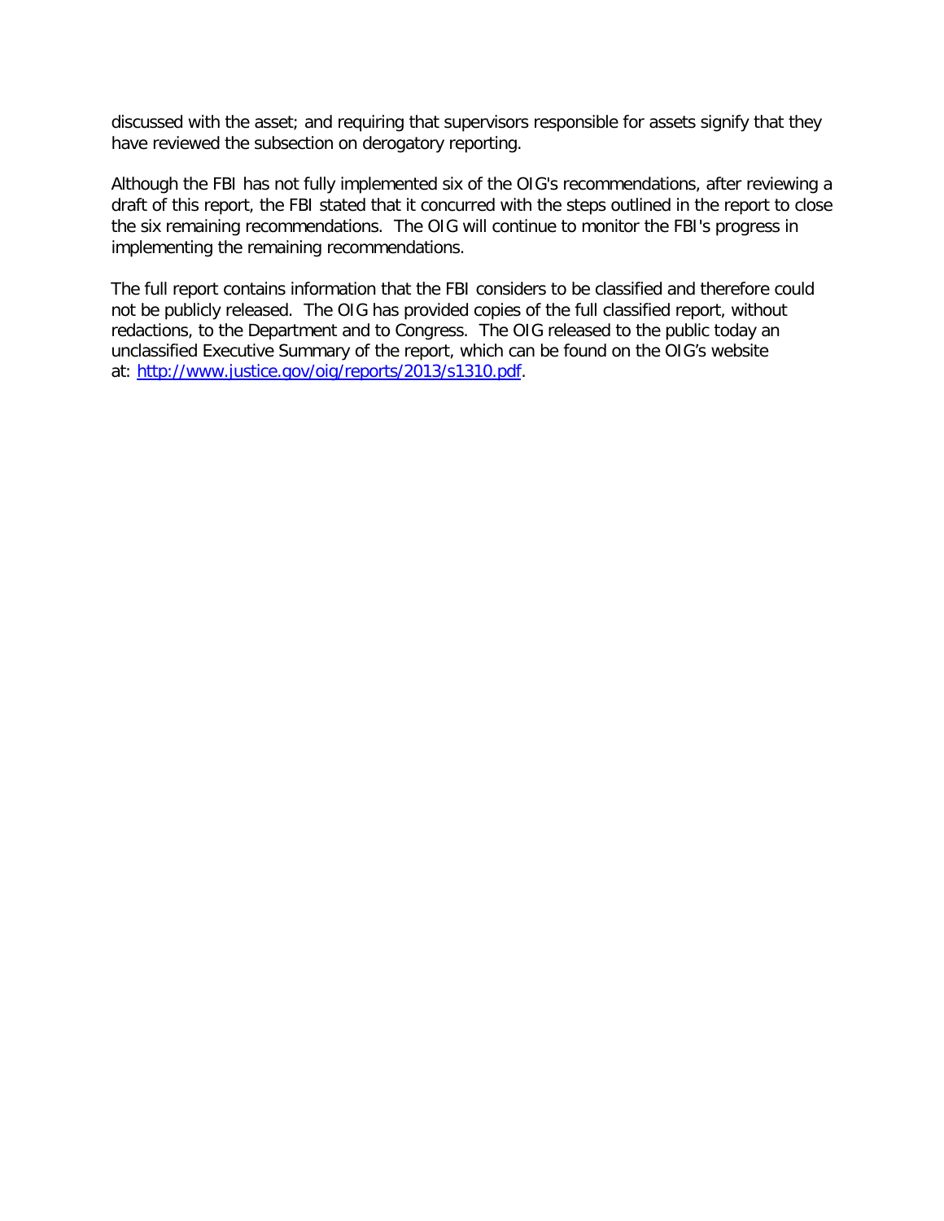discussed with the asset; and requiring that supervisors responsible for assets signify that they have reviewed the subsection on derogatory reporting.

Although the FBI has not fully implemented six of the OIG's recommendations, after reviewing a draft of this report, the FBI stated that it concurred with the steps outlined in the report to close the six remaining recommendations. The OIG will continue to monitor the FBI's progress in implementing the remaining recommendations.

The full report contains information that the FBI considers to be classified and therefore could not be publicly released. The OIG has provided copies of the full classified report, without redactions, to the Department and to Congress. The OIG released to the public today an unclassified Executive Summary of the report, which can be found on the OIG's website at: [http://www.justice.gov/oig/reports/2013/s1310.pdf](http://www.justice.gov/oig/reports/2013/s1310.pdf).